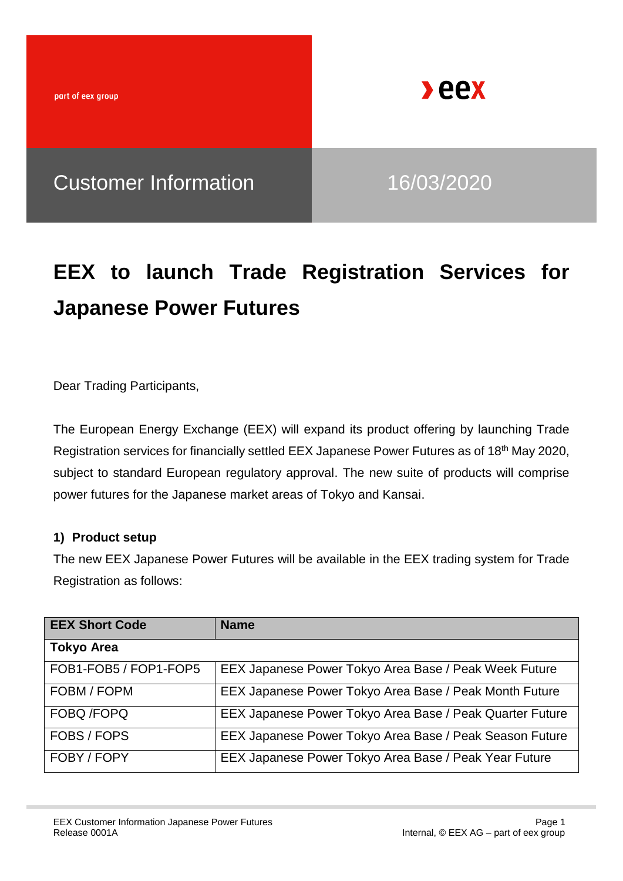part of eex group

Customer Information 16/03/2020

# EEX to launch Trade Registration Services for Japanese Power Futures

Dear Trading Participants,

The European Energy Exchange (EEX) will expand its product offering by launching Trade Registration services for financially settled EEX Japanese Power Futures as of 18th May 2020, subject to standard European regulatory approval. The new suite of products will comprise power futures for the Japanese market areas of Tokyo and Kansai.

### 1) Product setup

The new EEX Japanese Power Futures will be available in the EEX trading system for Trade Registration as follows:

| EEX Short Code | Name |
|---|---|
| **Tokyo Area** | |
| FOB1-FOB5 / FOP1-FOP5 | EEX Japanese Power Tokyo Area Base / Peak Week Future |
| FOBM / FOPM | EEX Japanese Power Tokyo Area Base / Peak Month Future |
| FOBQ /FOPQ | EEX Japanese Power Tokyo Area Base / Peak Quarter Future |
| FOBS / FOPS | EEX Japanese Power Tokyo Area Base / Peak Season Future |
| FOBY / FOPY | EEX Japanese Power Tokyo Area Base / Peak Year Future |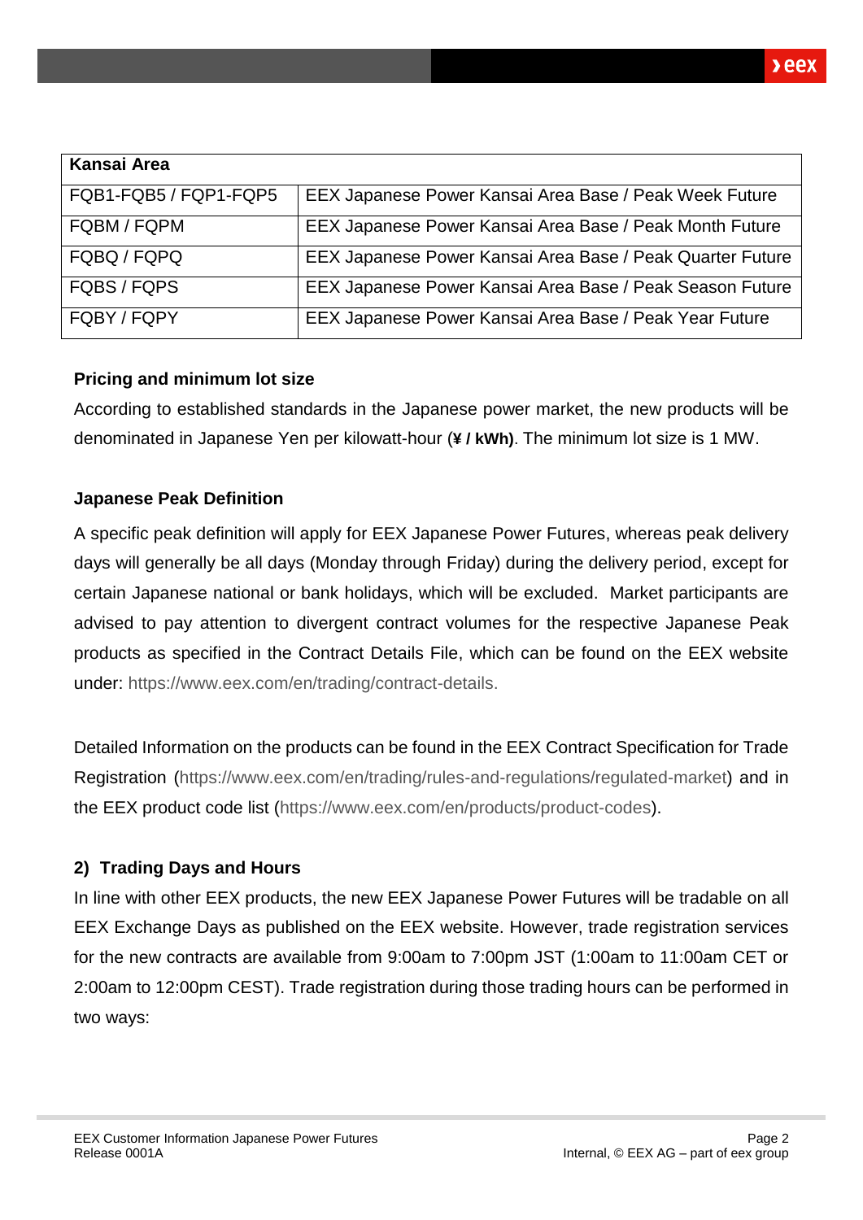| Kansai Area | |
|---|---|
| FQB1-FQB5 / FQP1-FQP5 | EEX Japanese Power Kansai Area Base / Peak Week Future |
| FQBM / FQPM | EEX Japanese Power Kansai Area Base / Peak Month Future |
| FQBQ / FQPQ | EEX Japanese Power Kansai Area Base / Peak Quarter Future |
| FQBS / FQPS | EEX Japanese Power Kansai Area Base / Peak Season Future |
| FQBY / FQPY | EEX Japanese Power Kansai Area Base / Peak Year Future |

**Pricing and minimum lot size**

According to established standards in the Japanese power market, the new products will be denominated in Japanese Yen per kilowatt-hour (**¥ / kWh)**. The minimum lot size is 1 MW.

**Japanese Peak Definition**

A specific peak definition will apply for EEX Japanese Power Futures, whereas peak delivery days will generally be all days (Monday through Friday) during the delivery period, except for certain Japanese national or bank holidays, which will be excluded. Market participants are advised to pay attention to divergent contract volumes for the respective Japanese Peak products as specified in the Contract Details File, which can be found on the EEX website under: https://www.eex.com/en/trading/contract-details.

Detailed Information on the products can be found in the EEX Contract Specification for Trade Registration (https://www.eex.com/en/trading/rules-and-regulations/regulated-market) and in the EEX product code list (https://www.eex.com/en/products/product-codes).

## 2) Trading Days and Hours

In line with other EEX products, the new EEX Japanese Power Futures will be tradable on all EEX Exchange Days as published on the EEX website. However, trade registration services for the new contracts are available from 9:00am to 7:00pm JST (1:00am to 11:00am CET or 2:00am to 12:00pm CEST). Trade registration during those trading hours can be performed in two ways: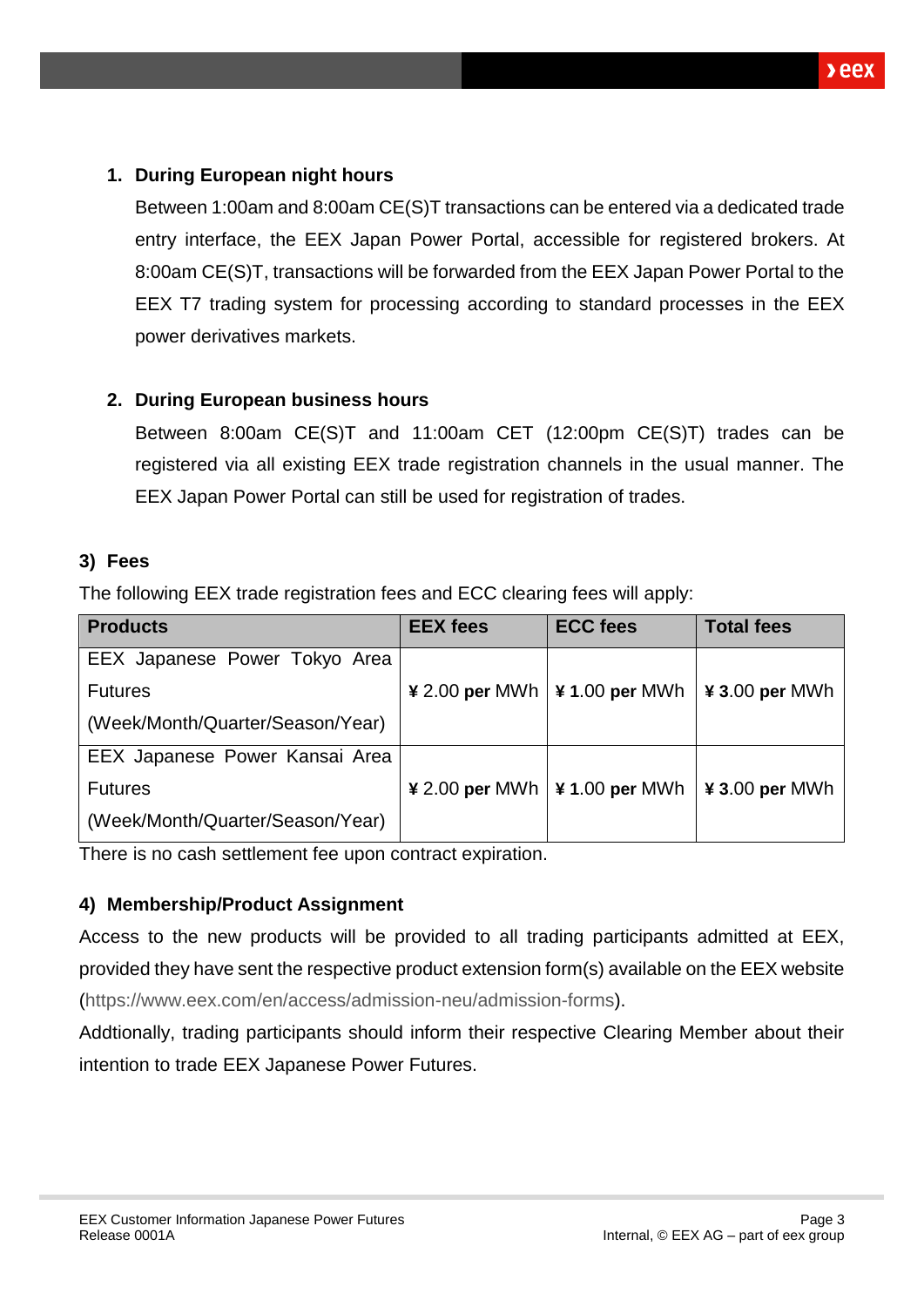1. **During European night hours**

   Between 1:00am and 8:00am CE(S)T transactions can be entered via a dedicated trade entry interface, the EEX Japan Power Portal, accessible for registered brokers. At 8:00am CE(S)T, transactions will be forwarded from the EEX Japan Power Portal to the EEX T7 trading system for processing according to standard processes in the EEX power derivatives markets.

2. **During European business hours**

   Between 8:00am CE(S)T and 11:00am CET (12:00pm CE(S)T) trades can be registered via all existing EEX trade registration channels in the usual manner. The EEX Japan Power Portal can still be used for registration of trades.

### 3) Fees

The following EEX trade registration fees and ECC clearing fees will apply:

| Products | EEX fees | ECC fees | Total fees |
|---|---|---|---|
| EEX Japanese Power Tokyo Area Futures (Week/Month/Quarter/Season/Year) | ¥ 2.00 **per** MWh | **¥ 1**.00 **per** MWh | **¥ 3**.00 **per** MWh |
| EEX Japanese Power Kansai Area Futures (Week/Month/Quarter/Season/Year) | ¥ 2.00 **per** MWh | **¥ 1**.00 **per** MWh | **¥ 3**.00 **per** MWh |

There is no cash settlement fee upon contract expiration.

### 4) Membership/Product Assignment

Access to the new products will be provided to all trading participants admitted at EEX, provided they have sent the respective product extension form(s) available on the EEX website (https://www.eex.com/en/access/admission-neu/admission-forms).

Addtionally, trading participants should inform their respective Clearing Member about their intention to trade EEX Japanese Power Futures.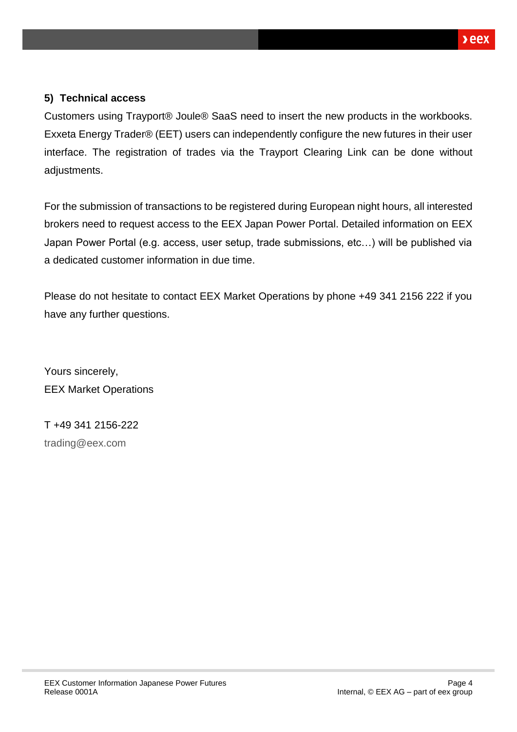### 5) Technical access

Customers using Trayport® Joule® SaaS need to insert the new products in the workbooks. Exxeta Energy Trader® (EET) users can independently configure the new futures in their user interface. The registration of trades via the Trayport Clearing Link can be done without adjustments.

For the submission of transactions to be registered during European night hours, all interested brokers need to request access to the EEX Japan Power Portal. Detailed information on EEX Japan Power Portal (e.g. access, user setup, trade submissions, etc…) will be published via a dedicated customer information in due time.

Please do not hesitate to contact EEX Market Operations by phone +49 341 2156 222 if you have any further questions.

Yours sincerely,
EEX Market Operations

T +49 341 2156-222
trading@eex.com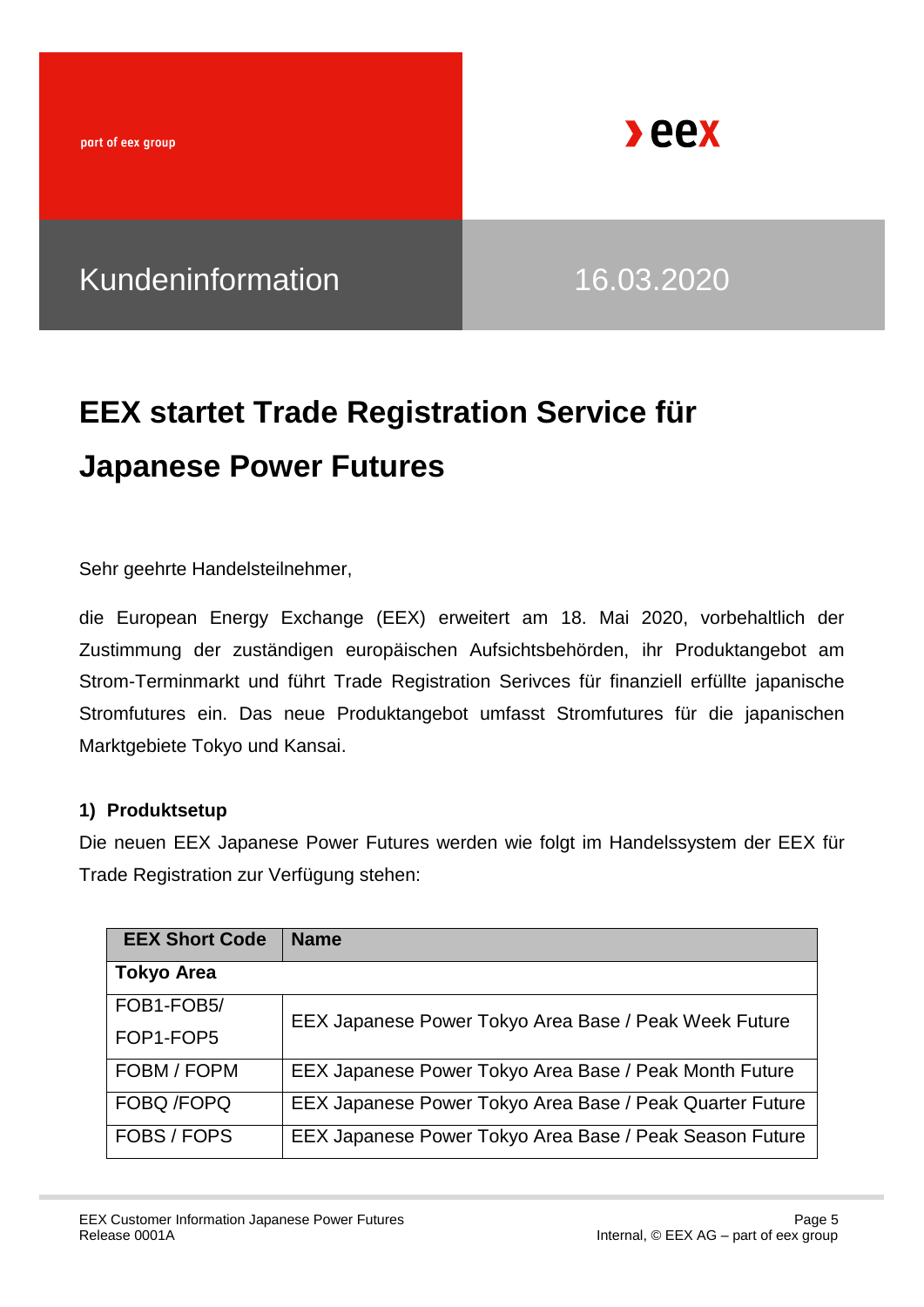part of eex group

Kundeninformation 16.03.2020

# EEX startet Trade Registration Service für Japanese Power Futures

Sehr geehrte Handelsteilnehmer,

die European Energy Exchange (EEX) erweitert am 18. Mai 2020, vorbehaltlich der Zustimmung der zuständigen europäischen Aufsichtsbehörden, ihr Produktangebot am Strom-Terminmarkt und führt Trade Registration Serivces für finanziell erfüllte japanische Stromfutures ein. Das neue Produktangebot umfasst Stromfutures für die japanischen Marktgebiete Tokyo und Kansai.

### 1) Produktsetup

Die neuen EEX Japanese Power Futures werden wie folgt im Handelssystem der EEX für Trade Registration zur Verfügung stehen:

| EEX Short Code | Name |
|---|---|
| **Tokyo Area** | |
| FOB1-FOB5/ FOP1-FOP5 | EEX Japanese Power Tokyo Area Base / Peak Week Future |
| FOBM / FOPM | EEX Japanese Power Tokyo Area Base / Peak Month Future |
| FOBQ /FOPQ | EEX Japanese Power Tokyo Area Base / Peak Quarter Future |
| FOBS / FOPS | EEX Japanese Power Tokyo Area Base / Peak Season Future |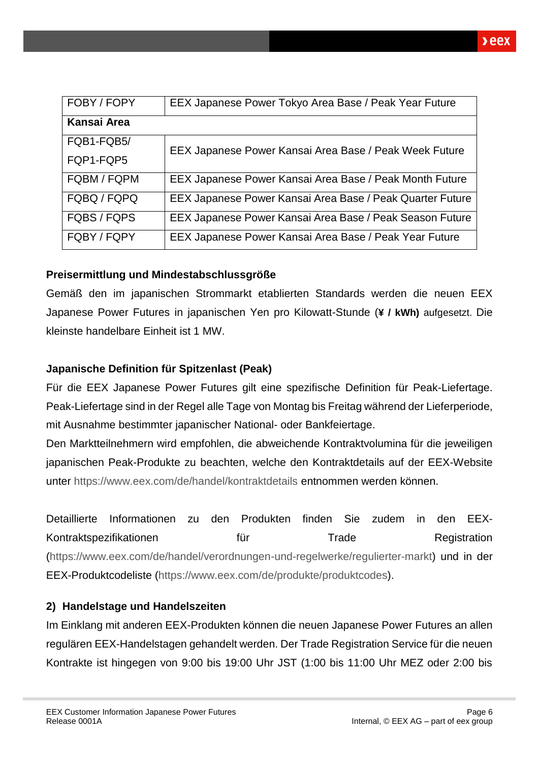| FOBY / FOPY | EEX Japanese Power Tokyo Area Base / Peak Year Future |
|---|---|
| **Kansai Area** | |
| FQB1-FQB5/ FQP1-FQP5 | EEX Japanese Power Kansai Area Base / Peak Week Future |
| FQBM / FQPM | EEX Japanese Power Kansai Area Base / Peak Month Future |
| FQBQ / FQPQ | EEX Japanese Power Kansai Area Base / Peak Quarter Future |
| FQBS / FQPS | EEX Japanese Power Kansai Area Base / Peak Season Future |
| FQBY / FQPY | EEX Japanese Power Kansai Area Base / Peak Year Future |

**Preisermittlung und Mindestabschlussgröße**

Gemäß den im japanischen Strommarkt etablierten Standards werden die neuen EEX Japanese Power Futures in japanischen Yen pro Kilowatt-Stunde (**¥ / kWh)** aufgesetzt. Die kleinste handelbare Einheit ist 1 MW.

**Japanische Definition für Spitzenlast (Peak)**

Für die EEX Japanese Power Futures gilt eine spezifische Definition für Peak-Liefertage. Peak-Liefertage sind in der Regel alle Tage von Montag bis Freitag während der Lieferperiode, mit Ausnahme bestimmter japanischer National- oder Bankfeiertage.

Den Marktteilnehmern wird empfohlen, die abweichende Kontraktvolumina für die jeweiligen japanischen Peak-Produkte zu beachten, welche den Kontraktdetails auf der EEX-Website unter https://www.eex.com/de/handel/kontraktdetails entnommen werden können.

Detaillierte Informationen zu den Produkten finden Sie zudem in den EEX-Kontraktspezifikationen für Trade Registration (https://www.eex.com/de/handel/verordnungen-und-regelwerke/regulierter-markt) und in der EEX-Produktcodeliste (https://www.eex.com/de/produkte/produktcodes).

**2) Handelstage und Handelszeiten**

Im Einklang mit anderen EEX-Produkten können die neuen Japanese Power Futures an allen regulären EEX-Handelstagen gehandelt werden. Der Trade Registration Service für die neuen Kontrakte ist hingegen von 9:00 bis 19:00 Uhr JST (1:00 bis 11:00 Uhr MEZ oder 2:00 bis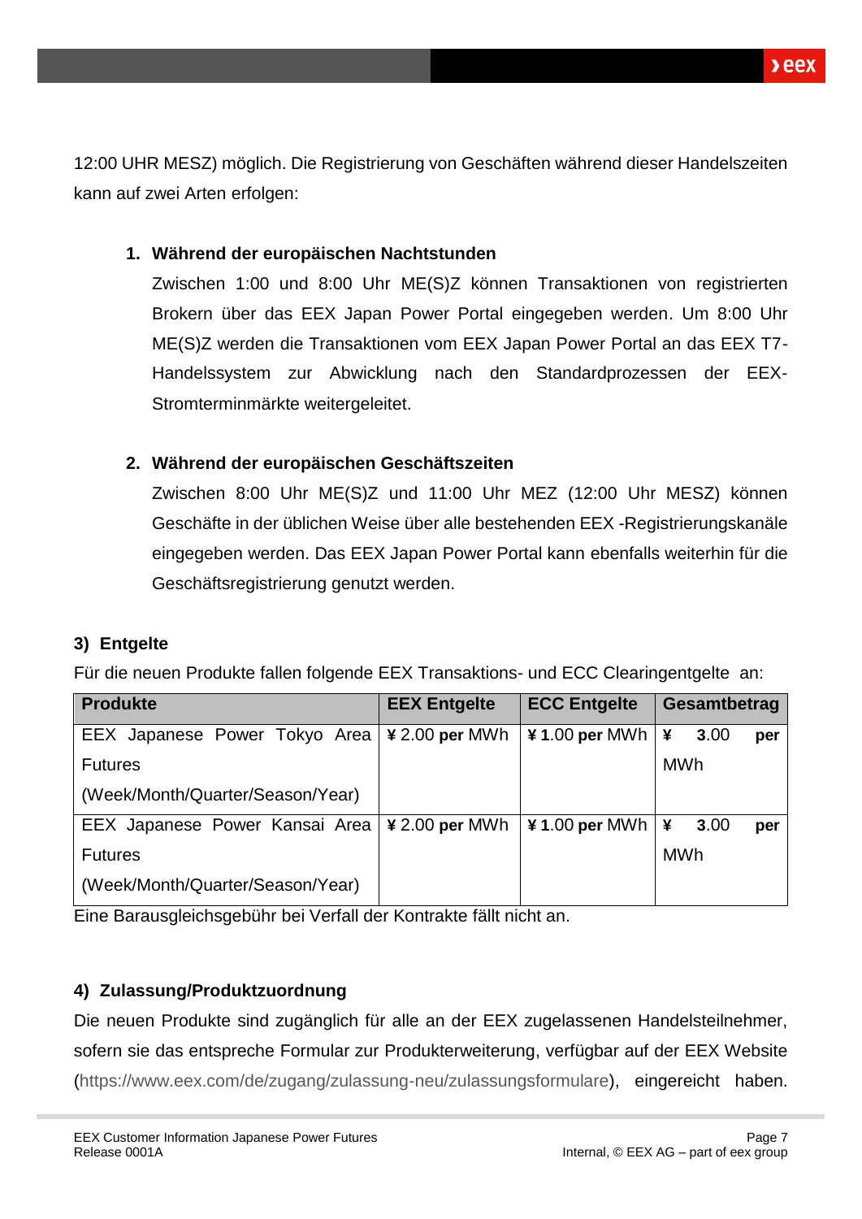12:00 UHR MESZ) möglich. Die Registrierung von Geschäften während dieser Handelszeiten kann auf zwei Arten erfolgen:

1. **Während der europäischen Nachtstunden**

   Zwischen 1:00 und 8:00 Uhr ME(S)Z können Transaktionen von registrierten Brokern über das EEX Japan Power Portal eingegeben werden. Um 8:00 Uhr ME(S)Z werden die Transaktionen vom EEX Japan Power Portal an das EEX T7-Handelssystem zur Abwicklung nach den Standardprozessen der EEX-Stromterminmärkte weitergeleitet.

2. **Während der europäischen Geschäftszeiten**

   Zwischen 8:00 Uhr ME(S)Z und 11:00 Uhr MEZ (12:00 Uhr MESZ) können Geschäfte in der üblichen Weise über alle bestehenden EEX -Registrierungskanäle eingegeben werden. Das EEX Japan Power Portal kann ebenfalls weiterhin für die Geschäftsregistrierung genutzt werden.

### 3) Entgelte

Für die neuen Produkte fallen folgende EEX Transaktions- und ECC Clearingentgelte an:

| Produkte | EEX Entgelte | ECC Entgelte | Gesamtbetrag |
|---|---|---|---|
| EEX Japanese Power Tokyo Area Futures (Week/Month/Quarter/Season/Year) | ¥ 2.00 **per** MWh | ¥ **1**.00 **per** MWh | ¥ **3**.00 **per** MWh |
| EEX Japanese Power Kansai Area Futures (Week/Month/Quarter/Season/Year) | ¥ 2.00 **per** MWh | ¥ **1**.00 **per** MWh | ¥ **3**.00 **per** MWh |

Eine Barausgleichsgebühr bei Verfall der Kontrakte fällt nicht an.

### 4) Zulassung/Produktzuordnung

Die neuen Produkte sind zugänglich für alle an der EEX zugelassenen Handelsteilnehmer, sofern sie das entspreche Formular zur Produkterweiterung, verfügbar auf der EEX Website (https://www.eex.com/de/zugang/zulassung-neu/zulassungsformulare), eingereicht haben.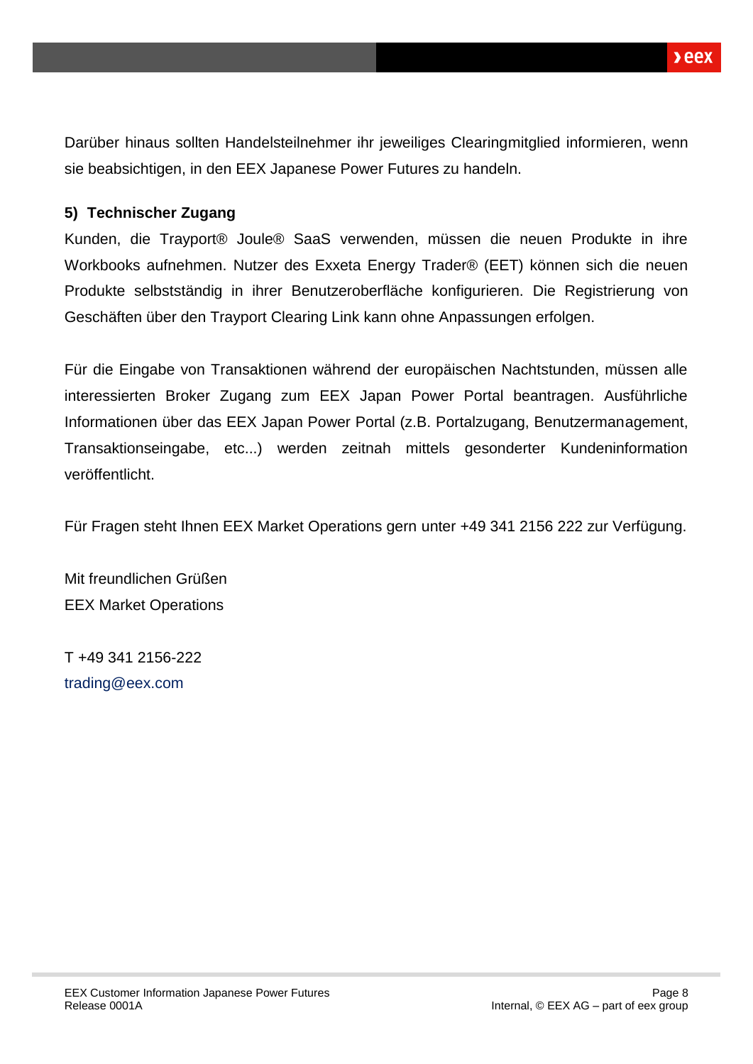Darüber hinaus sollten Handelsteilnehmer ihr jeweiliges Clearingmitglied informieren, wenn sie beabsichtigen, in den EEX Japanese Power Futures zu handeln.

**5) Technischer Zugang**

Kunden, die Trayport® Joule® SaaS verwenden, müssen die neuen Produkte in ihre Workbooks aufnehmen. Nutzer des Exxeta Energy Trader® (EET) können sich die neuen Produkte selbstständig in ihrer Benutzeroberfläche konfigurieren. Die Registrierung von Geschäften über den Trayport Clearing Link kann ohne Anpassungen erfolgen.

Für die Eingabe von Transaktionen während der europäischen Nachtstunden, müssen alle interessierten Broker Zugang zum EEX Japan Power Portal beantragen. Ausführliche Informationen über das EEX Japan Power Portal (z.B. Portalzugang, Benutzermanagement, Transaktionseingabe, etc...) werden zeitnah mittels gesonderter Kundeninformation veröffentlicht.

Für Fragen steht Ihnen EEX Market Operations gern unter +49 341 2156 222 zur Verfügung.

Mit freundlichen Grüßen
EEX Market Operations

T +49 341 2156-222
trading@eex.com